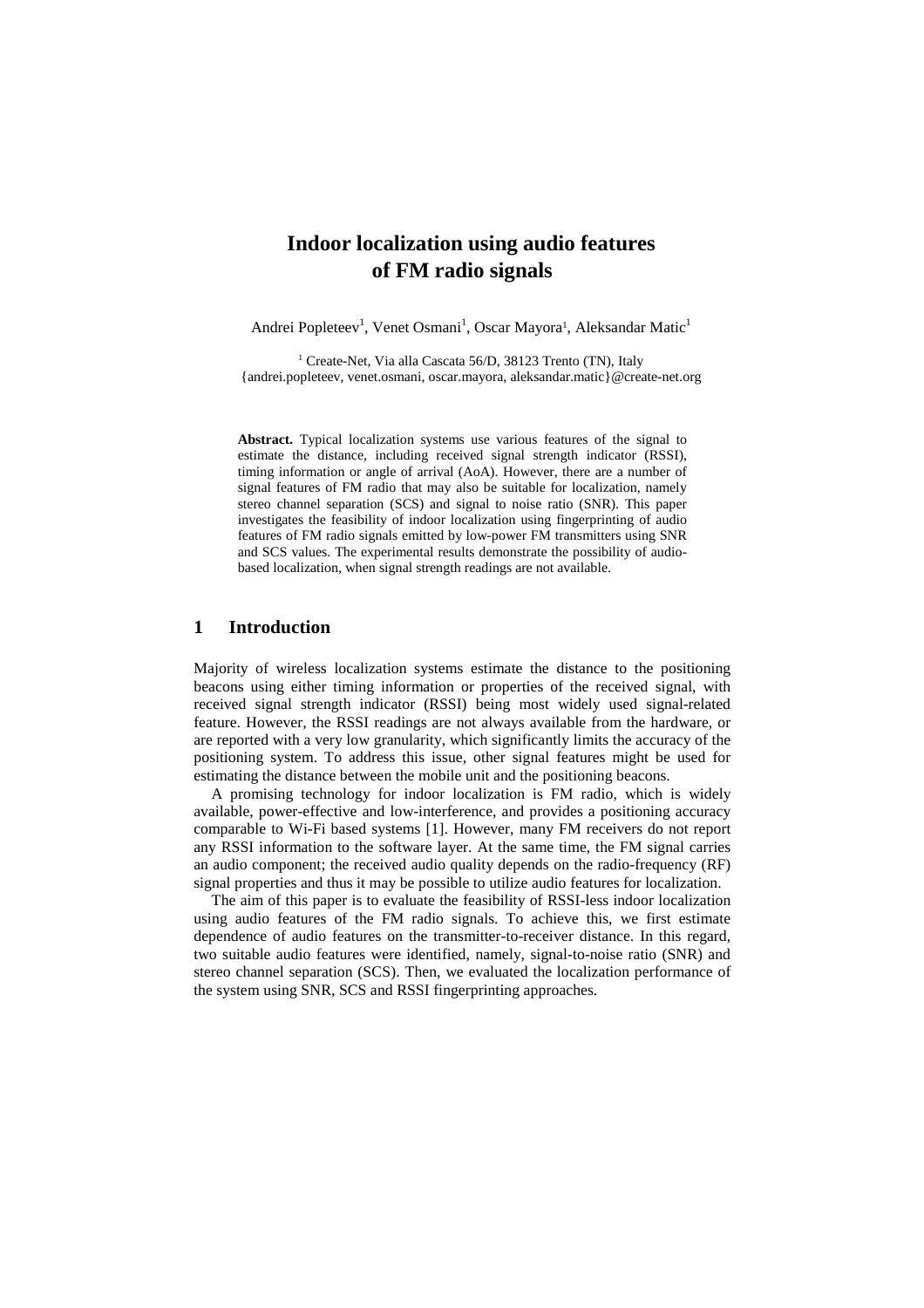# Indoor localization using audio features of FM radio signals

Andrei Popleteev[1], Venet Osmani[1], Oscar Mayora[1], Aleksandar Matic[1]

[1] Create-Net, Via alla Cascata 56/D, 38123 Trento (TN), Italy
{andrei.popleteev, venet.osmani, oscar.mayora, aleksandar.matic}@create-net.org

**Abstract.** Typical localization systems use various features of the signal to estimate the distance, including received signal strength indicator (RSSI), timing information or angle of arrival (AoA). However, there are a number of signal features of FM radio that may also be suitable for localization, namely stereo channel separation (SCS) and signal to noise ratio (SNR). This paper investigates the feasibility of indoor localization using fingerprinting of audio features of FM radio signals emitted by low-power FM transmitters using SNR and SCS values. The experimental results demonstrate the possibility of audio-based localization, when signal strength readings are not available.

## 1 Introduction

Majority of wireless localization systems estimate the distance to the positioning beacons using either timing information or properties of the received signal, with received signal strength indicator (RSSI) being most widely used signal-related feature. However, the RSSI readings are not always available from the hardware, or are reported with a very low granularity, which significantly limits the accuracy of the positioning system. To address this issue, other signal features might be used for estimating the distance between the mobile unit and the positioning beacons.

A promising technology for indoor localization is FM radio, which is widely available, power-effective and low-interference, and provides a positioning accuracy comparable to Wi-Fi based systems [1]. However, many FM receivers do not report any RSSI information to the software layer. At the same time, the FM signal carries an audio component; the received audio quality depends on the radio-frequency (RF) signal properties and thus it may be possible to utilize audio features for localization.

The aim of this paper is to evaluate the feasibility of RSSI-less indoor localization using audio features of the FM radio signals. To achieve this, we first estimate dependence of audio features on the transmitter-to-receiver distance. In this regard, two suitable audio features were identified, namely, signal-to-noise ratio (SNR) and stereo channel separation (SCS). Then, we evaluated the localization performance of the system using SNR, SCS and RSSI fingerprinting approaches.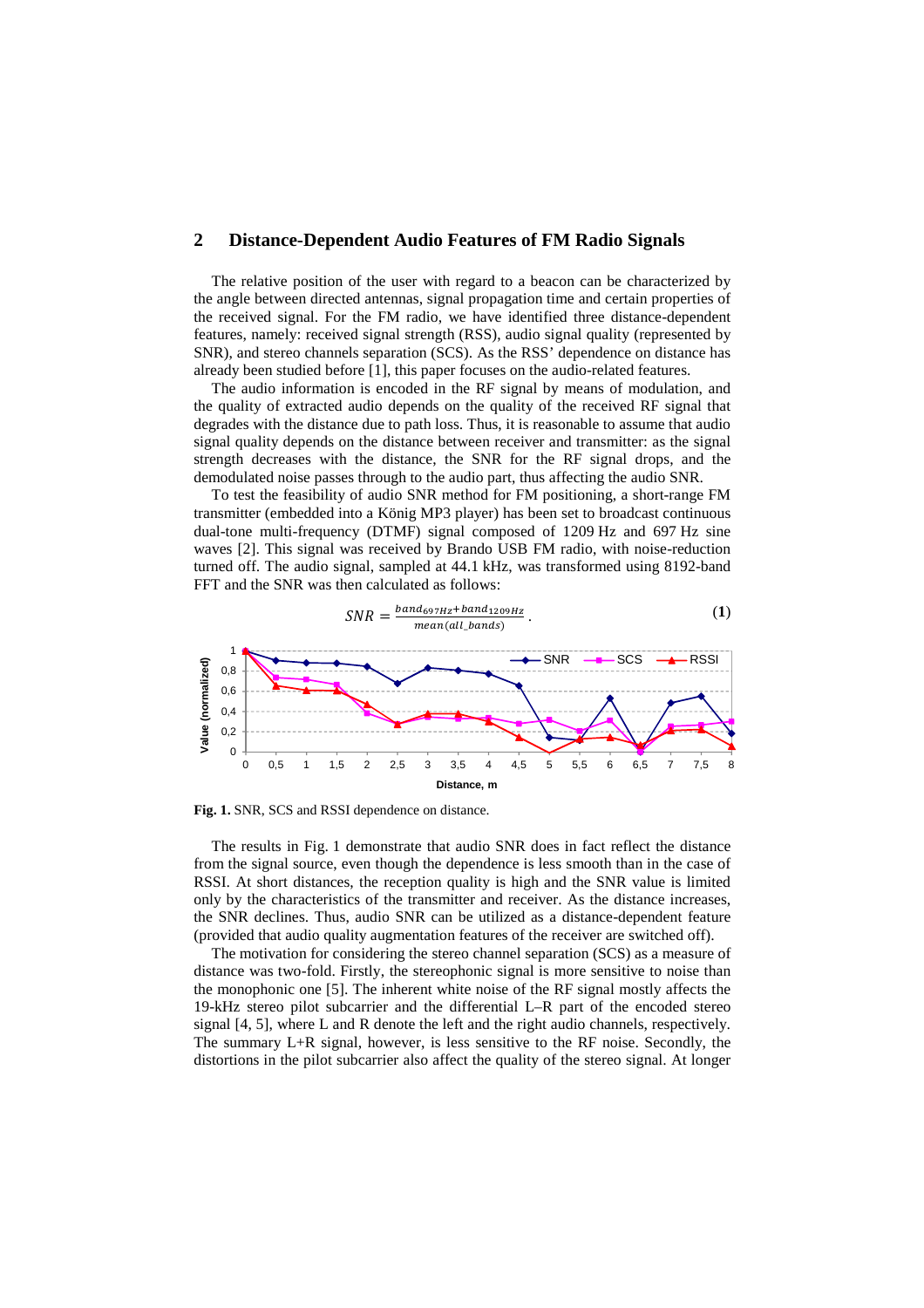## 2 Distance-Dependent Audio Features of FM Radio Signals

The relative position of the user with regard to a beacon can be characterized by the angle between directed antennas, signal propagation time and certain properties of the received signal. For the FM radio, we have identified three distance-dependent features, namely: received signal strength (RSS), audio signal quality (represented by SNR), and stereo channels separation (SCS). As the RSS' dependence on distance has already been studied before [1], this paper focuses on the audio-related features.

The audio information is encoded in the RF signal by means of modulation, and the quality of extracted audio depends on the quality of the received RF signal that degrades with the distance due to path loss. Thus, it is reasonable to assume that audio signal quality depends on the distance between receiver and transmitter: as the signal strength decreases with the distance, the SNR for the RF signal drops, and the demodulated noise passes through to the audio part, thus affecting the audio SNR.

To test the feasibility of audio SNR method for FM positioning, a short-range FM transmitter (embedded into a König MP3 player) has been set to broadcast continuous dual-tone multi-frequency (DTMF) signal composed of 1209 Hz and 697 Hz sine waves [2]. This signal was received by Brando USB FM radio, with noise-reduction turned off. The audio signal, sampled at 44.1 kHz, was transformed using 8192-band FFT and the SNR was then calculated as follows:

$$SNR = \frac{band_{697Hz} + band_{1209Hz}}{mean(all\_bands)} . \quad (1)$$

**Fig. 1.** SNR, SCS and RSSI dependence on distance.

The results in Fig. 1 demonstrate that audio SNR does in fact reflect the distance from the signal source, even though the dependence is less smooth than in the case of RSSI. At short distances, the reception quality is high and the SNR value is limited only by the characteristics of the transmitter and receiver. As the distance increases, the SNR declines. Thus, audio SNR can be utilized as a distance-dependent feature (provided that audio quality augmentation features of the receiver are switched off).

The motivation for considering the stereo channel separation (SCS) as a measure of distance was two-fold. Firstly, the stereophonic signal is more sensitive to noise than the monophonic one [5]. The inherent white noise of the RF signal mostly affects the 19-kHz stereo pilot subcarrier and the differential L–R part of the encoded stereo signal [4, 5], where L and R denote the left and the right audio channels, respectively. The summary L+R signal, however, is less sensitive to the RF noise. Secondly, the distortions in the pilot subcarrier also affect the quality of the stereo signal. At longer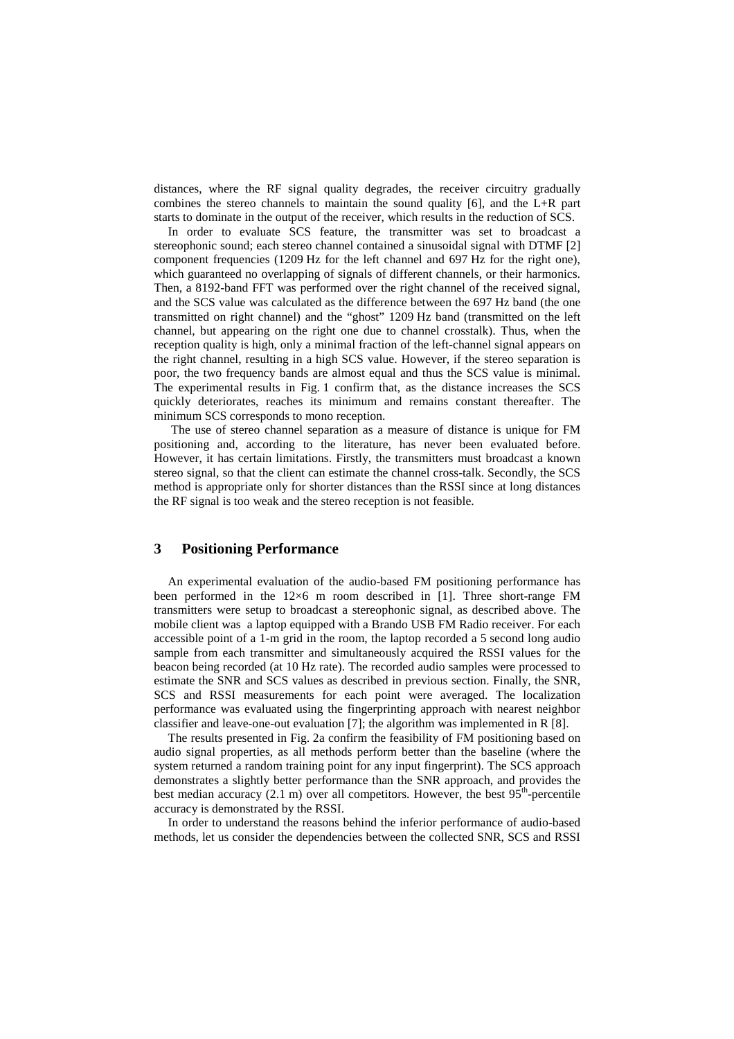distances, where the RF signal quality degrades, the receiver circuitry gradually combines the stereo channels to maintain the sound quality [6], and the L+R part starts to dominate in the output of the receiver, which results in the reduction of SCS.

In order to evaluate SCS feature, the transmitter was set to broadcast a stereophonic sound; each stereo channel contained a sinusoidal signal with DTMF [2] component frequencies (1209 Hz for the left channel and 697 Hz for the right one), which guaranteed no overlapping of signals of different channels, or their harmonics. Then, a 8192-band FFT was performed over the right channel of the received signal, and the SCS value was calculated as the difference between the 697 Hz band (the one transmitted on right channel) and the "ghost" 1209 Hz band (transmitted on the left channel, but appearing on the right one due to channel crosstalk). Thus, when the reception quality is high, only a minimal fraction of the left-channel signal appears on the right channel, resulting in a high SCS value. However, if the stereo separation is poor, the two frequency bands are almost equal and thus the SCS value is minimal. The experimental results in Fig. 1 confirm that, as the distance increases the SCS quickly deteriorates, reaches its minimum and remains constant thereafter. The minimum SCS corresponds to mono reception.

The use of stereo channel separation as a measure of distance is unique for FM positioning and, according to the literature, has never been evaluated before. However, it has certain limitations. Firstly, the transmitters must broadcast a known stereo signal, so that the client can estimate the channel cross-talk. Secondly, the SCS method is appropriate only for shorter distances than the RSSI since at long distances the RF signal is too weak and the stereo reception is not feasible.

## 3 Positioning Performance

An experimental evaluation of the audio-based FM positioning performance has been performed in the 12×6 m room described in [1]. Three short-range FM transmitters were setup to broadcast a stereophonic signal, as described above. The mobile client was a laptop equipped with a Brando USB FM Radio receiver. For each accessible point of a 1-m grid in the room, the laptop recorded a 5 second long audio sample from each transmitter and simultaneously acquired the RSSI values for the beacon being recorded (at 10 Hz rate). The recorded audio samples were processed to estimate the SNR and SCS values as described in previous section. Finally, the SNR, SCS and RSSI measurements for each point were averaged. The localization performance was evaluated using the fingerprinting approach with nearest neighbor classifier and leave-one-out evaluation [7]; the algorithm was implemented in R [8].

The results presented in Fig. 2a confirm the feasibility of FM positioning based on audio signal properties, as all methods perform better than the baseline (where the system returned a random training point for any input fingerprint). The SCS approach demonstrates a slightly better performance than the SNR approach, and provides the best median accuracy (2.1 m) over all competitors. However, the best 95$^{th}$-percentile accuracy is demonstrated by the RSSI.

In order to understand the reasons behind the inferior performance of audio-based methods, let us consider the dependencies between the collected SNR, SCS and RSSI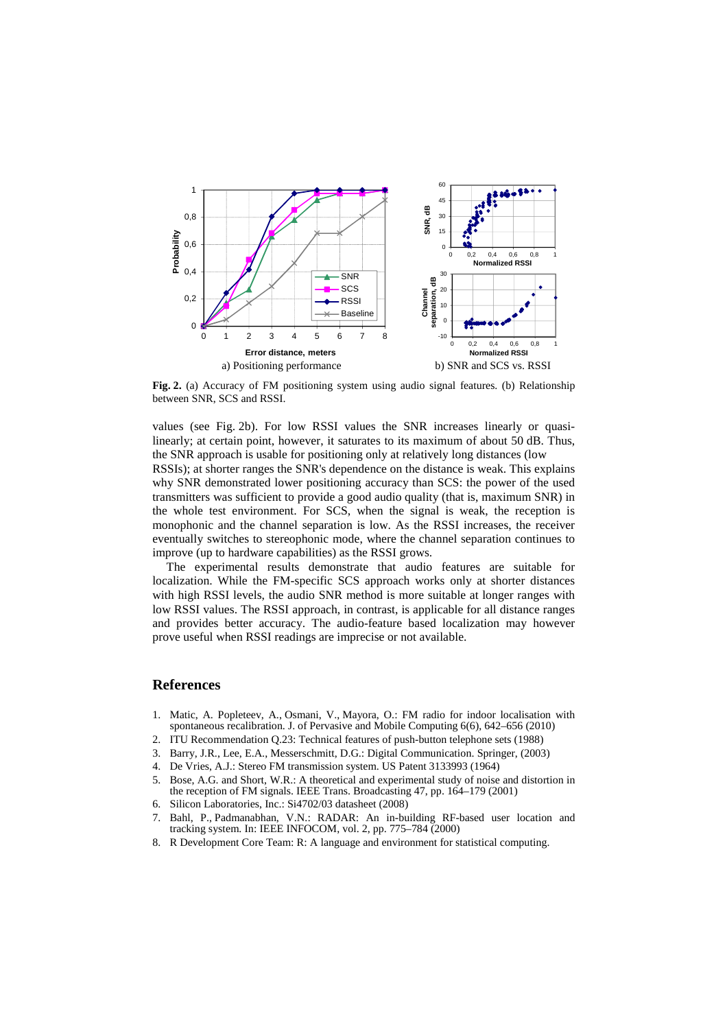1

0,8

0,6

0,4

0,2

0

Probability

0 1 2 3 4 5 6 7 8

Error distance, meters

SNR
SCS
RSSI
Baseline

a) Positioning performance

60
45
30
15
0

SNR, dB

0 0,2 0,4 0,6 0,8 1

Normalized RSSI

30
20
10
0
-10

Channel separation, dB

0 0,2 0,4 0,6 0,8 1

Normalized RSSI

b) SNR and SCS vs. RSSI

**Fig. 2.** (a) Accuracy of FM positioning system using audio signal features. (b) Relationship between SNR, SCS and RSSI.

values (see Fig. 2b). For low RSSI values the SNR increases linearly or quasi-linearly; at certain point, however, it saturates to its maximum of about 50 dB. Thus, the SNR approach is usable for positioning only at relatively long distances (low RSSIs); at shorter ranges the SNR's dependence on the distance is weak. This explains why SNR demonstrated lower positioning accuracy than SCS: the power of the used transmitters was sufficient to provide a good audio quality (that is, maximum SNR) in the whole test environment. For SCS, when the signal is weak, the reception is monophonic and the channel separation is low. As the RSSI increases, the receiver eventually switches to stereophonic mode, where the channel separation continues to improve (up to hardware capabilities) as the RSSI grows.

The experimental results demonstrate that audio features are suitable for localization. While the FM-specific SCS approach works only at shorter distances with high RSSI levels, the audio SNR method is more suitable at longer ranges with low RSSI values. The RSSI approach, in contrast, is applicable for all distance ranges and provides better accuracy. The audio-feature based localization may however prove useful when RSSI readings are imprecise or not available.

## References

1. Matic, A. Popleteev, A., Osmani, V., Mayora, O.: FM radio for indoor localisation with spontaneous recalibration. J. of Pervasive and Mobile Computing 6(6), 642–656 (2010)
2. ITU Recommendation Q.23: Technical features of push-button telephone sets (1988)
3. Barry, J.R., Lee, E.A., Messerschmitt, D.G.: Digital Communication. Springer, (2003)
4. De Vries, A.J.: Stereo FM transmission system. US Patent 3133993 (1964)
5. Bose, A.G. and Short, W.R.: A theoretical and experimental study of noise and distortion in the reception of FM signals. IEEE Trans. Broadcasting 47, pp. 164–179 (2001)
6. Silicon Laboratories, Inc.: Si4702/03 datasheet (2008)
7. Bahl, P., Padmanabhan, V.N.: RADAR: An in-building RF-based user location and tracking system. In: IEEE INFOCOM, vol. 2, pp. 775–784 (2000)
8. R Development Core Team: R: A language and environment for statistical computing.